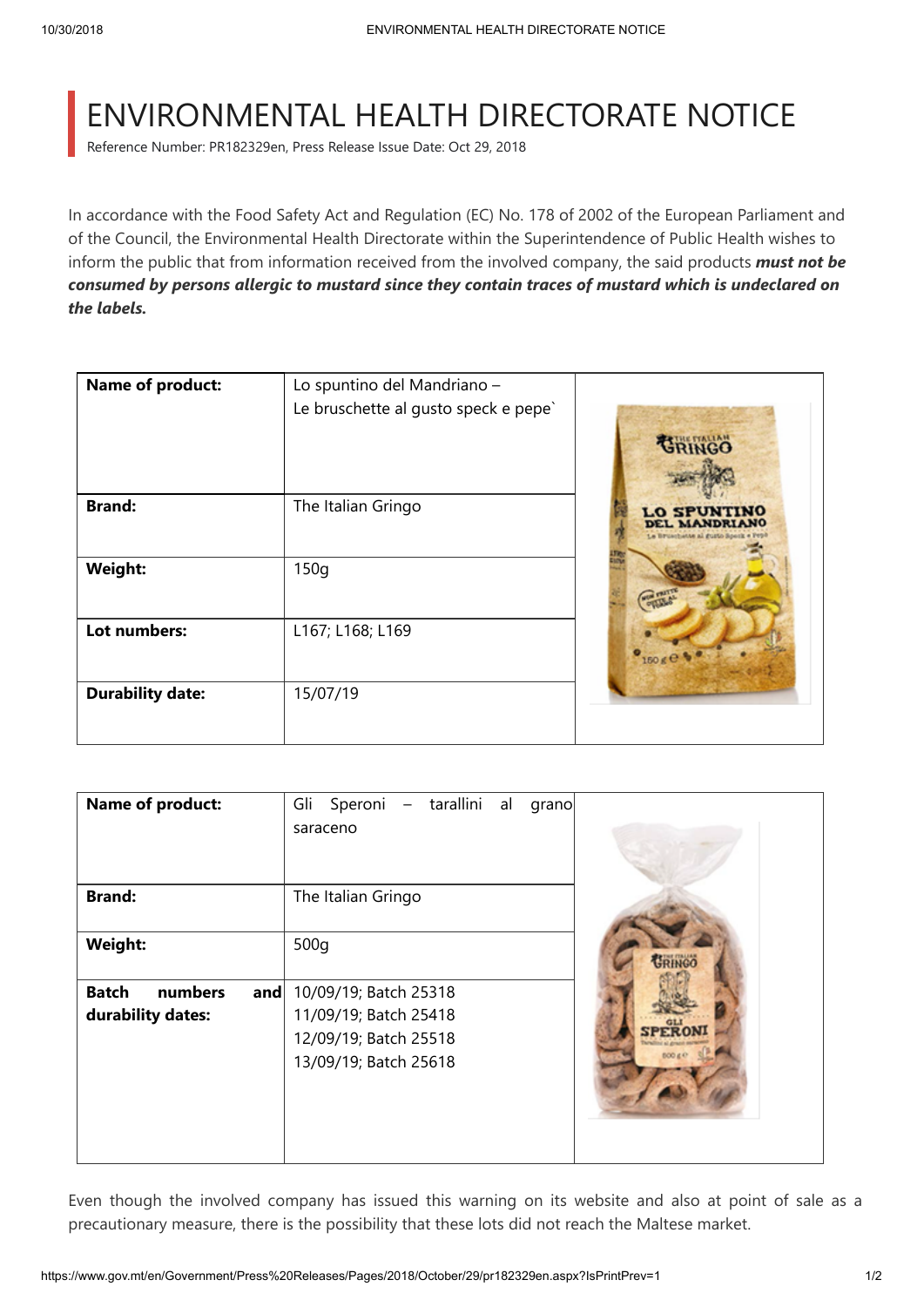# ENVIRONMENTAL HEALTH DIRECTORATE NOTICE

Reference Number: PR182329en, Press Release Issue Date: Oct 29, 2018

In accordance with the Food Safety Act and Regulation (EC) No. 178 of 2002 of the European Parliament and of the Council, the Environmental Health Directorate within the Superintendence of Public Health wishes to inform the public that from information received from the involved company, the said products ***must not be consumed by persons allergic to mustard since they contain traces of mustard which is undeclared on the labels.***

| | |
|---|---|
| **Name of product:** | Lo spuntino del Mandriano – Le bruschette al gusto speck e pepe` |
| **Brand:** | The Italian Gringo |
| **Weight:** | 150g |
| **Lot numbers:** | L167; L168; L169 |
| **Durability date:** | 15/07/19 |

| | |
|---|---|
| **Name of product:** | Gli Speroni – tarallini al grano saraceno |
| **Brand:** | The Italian Gringo |
| **Weight:** | 500g |
| **Batch numbers and durability dates:** | 10/09/19; Batch 25318<br>11/09/19; Batch 25418<br>12/09/19; Batch 25518<br>13/09/19; Batch 25618 |

Even though the involved company has issued this warning on its website and also at point of sale as a precautionary measure, there is the possibility that these lots did not reach the Maltese market.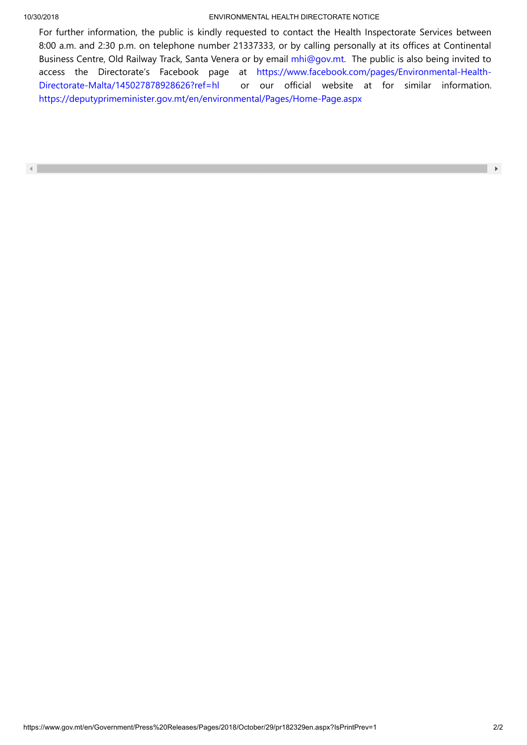For further information, the public is kindly requested to contact the Health Inspectorate Services between 8:00 a.m. and 2:30 p.m. on telephone number 21337333, or by calling personally at its offices at Continental Business Centre, Old Railway Track, Santa Venera or by email mhi@gov.mt. The public is also being invited to access the Directorate's Facebook page at https://www.facebook.com/pages/Environmental-Health-Directorate-Malta/145027878928626?ref=hl or our official website at for similar information. https://deputyprimeminister.gov.mt/en/environmental/Pages/Home-Page.aspx